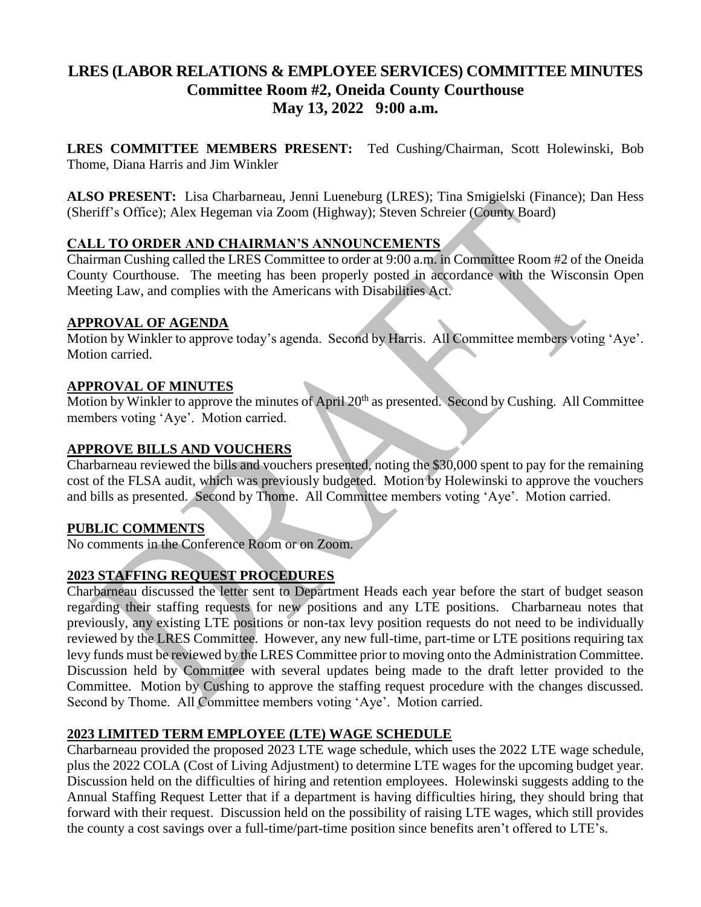# LRES (LABOR RELATIONS & EMPLOYEE SERVICES) COMMITTEE MINUTES
## Committee Room #2, Oneida County Courthouse
## May 13, 2022 9:00 a.m.

**LRES COMMITTEE MEMBERS PRESENT:** Ted Cushing/Chairman, Scott Holewinski, Bob Thome, Diana Harris and Jim Winkler

**ALSO PRESENT:** Lisa Charbarneau, Jenni Lueneburg (LRES); Tina Smigielski (Finance); Dan Hess (Sheriff's Office); Alex Hegeman via Zoom (Highway); Steven Schreier (County Board)

### CALL TO ORDER AND CHAIRMAN'S ANNOUNCEMENTS

Chairman Cushing called the LRES Committee to order at 9:00 a.m. in Committee Room #2 of the Oneida County Courthouse. The meeting has been properly posted in accordance with the Wisconsin Open Meeting Law, and complies with the Americans with Disabilities Act.

### APPROVAL OF AGENDA

Motion by Winkler to approve today's agenda. Second by Harris. All Committee members voting 'Aye'. Motion carried.

### APPROVAL OF MINUTES

Motion by Winkler to approve the minutes of April 20th as presented. Second by Cushing. All Committee members voting 'Aye'. Motion carried.

### APPROVE BILLS AND VOUCHERS

Charbarneau reviewed the bills and vouchers presented, noting the $30,000 spent to pay for the remaining cost of the FLSA audit, which was previously budgeted. Motion by Holewinski to approve the vouchers and bills as presented. Second by Thome. All Committee members voting 'Aye'. Motion carried.

### PUBLIC COMMENTS

No comments in the Conference Room or on Zoom.

### 2023 STAFFING REQUEST PROCEDURES

Charbarneau discussed the letter sent to Department Heads each year before the start of budget season regarding their staffing requests for new positions and any LTE positions. Charbarneau notes that previously, any existing LTE positions or non-tax levy position requests do not need to be individually reviewed by the LRES Committee. However, any new full-time, part-time or LTE positions requiring tax levy funds must be reviewed by the LRES Committee prior to moving onto the Administration Committee. Discussion held by Committee with several updates being made to the draft letter provided to the Committee. Motion by Cushing to approve the staffing request procedure with the changes discussed. Second by Thome. All Committee members voting 'Aye'. Motion carried.

### 2023 LIMITED TERM EMPLOYEE (LTE) WAGE SCHEDULE

Charbarneau provided the proposed 2023 LTE wage schedule, which uses the 2022 LTE wage schedule, plus the 2022 COLA (Cost of Living Adjustment) to determine LTE wages for the upcoming budget year. Discussion held on the difficulties of hiring and retention employees. Holewinski suggests adding to the Annual Staffing Request Letter that if a department is having difficulties hiring, they should bring that forward with their request. Discussion held on the possibility of raising LTE wages, which still provides the county a cost savings over a full-time/part-time position since benefits aren't offered to LTE's.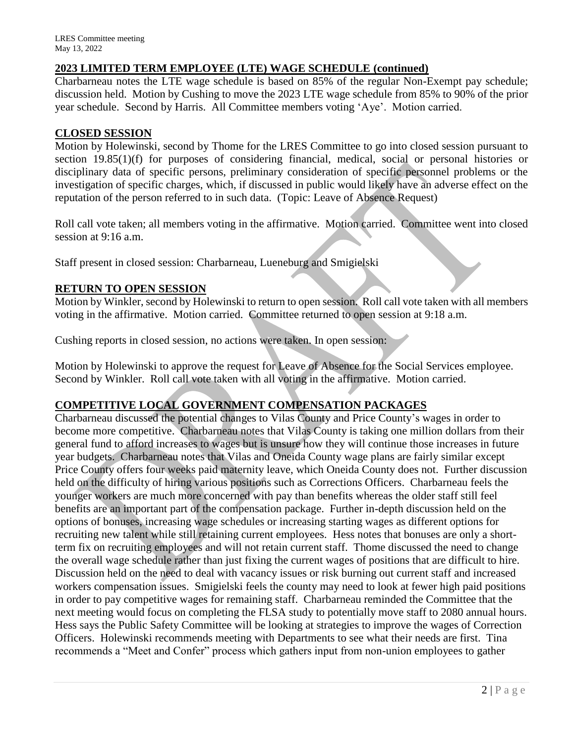## 2023 LIMITED TERM EMPLOYEE (LTE) WAGE SCHEDULE (continued)

Charbarneau notes the LTE wage schedule is based on 85% of the regular Non-Exempt pay schedule; discussion held. Motion by Cushing to move the 2023 LTE wage schedule from 85% to 90% of the prior year schedule. Second by Harris. All Committee members voting 'Aye'. Motion carried.

## CLOSED SESSION

Motion by Holewinski, second by Thome for the LRES Committee to go into closed session pursuant to section 19.85(1)(f) for purposes of considering financial, medical, social or personal histories or disciplinary data of specific persons, preliminary consideration of specific personnel problems or the investigation of specific charges, which, if discussed in public would likely have an adverse effect on the reputation of the person referred to in such data. (Topic: Leave of Absence Request)

Roll call vote taken; all members voting in the affirmative. Motion carried. Committee went into closed session at 9:16 a.m.

Staff present in closed session: Charbarneau, Lueneburg and Smigielski

## RETURN TO OPEN SESSION

Motion by Winkler, second by Holewinski to return to open session. Roll call vote taken with all members voting in the affirmative. Motion carried. Committee returned to open session at 9:18 a.m.

Cushing reports in closed session, no actions were taken. In open session:

Motion by Holewinski to approve the request for Leave of Absence for the Social Services employee. Second by Winkler. Roll call vote taken with all voting in the affirmative. Motion carried.

## COMPETITIVE LOCAL GOVERNMENT COMPENSATION PACKAGES

Charbarneau discussed the potential changes to Vilas County and Price County's wages in order to become more competitive. Charbarneau notes that Vilas County is taking one million dollars from their general fund to afford increases to wages but is unsure how they will continue those increases in future year budgets. Charbarneau notes that Vilas and Oneida County wage plans are fairly similar except Price County offers four weeks paid maternity leave, which Oneida County does not. Further discussion held on the difficulty of hiring various positions such as Corrections Officers. Charbarneau feels the younger workers are much more concerned with pay than benefits whereas the older staff still feel benefits are an important part of the compensation package. Further in-depth discussion held on the options of bonuses, increasing wage schedules or increasing starting wages as different options for recruiting new talent while still retaining current employees. Hess notes that bonuses are only a short-term fix on recruiting employees and will not retain current staff. Thome discussed the need to change the overall wage schedule rather than just fixing the current wages of positions that are difficult to hire. Discussion held on the need to deal with vacancy issues or risk burning out current staff and increased workers compensation issues. Smigielski feels the county may need to look at fewer high paid positions in order to pay competitive wages for remaining staff. Charbarneau reminded the Committee that the next meeting would focus on completing the FLSA study to potentially move staff to 2080 annual hours. Hess says the Public Safety Committee will be looking at strategies to improve the wages of Correction Officers. Holewinski recommends meeting with Departments to see what their needs are first. Tina recommends a "Meet and Confer" process which gathers input from non-union employees to gather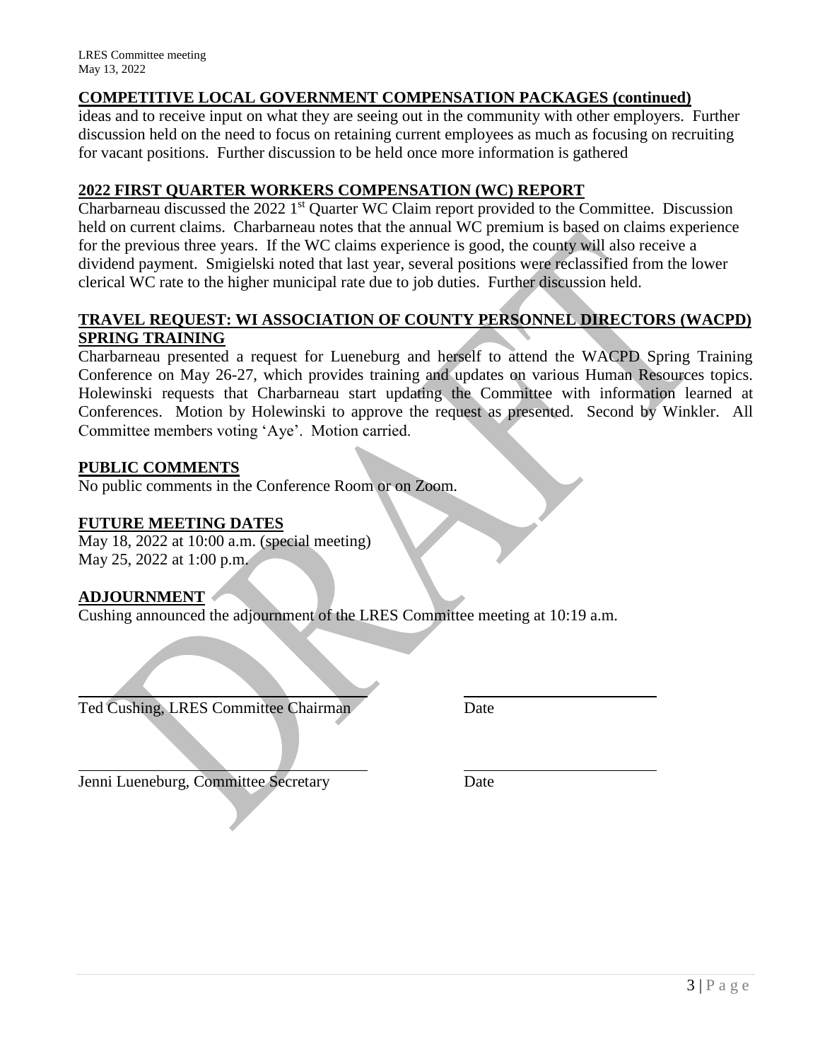## COMPETITIVE LOCAL GOVERNMENT COMPENSATION PACKAGES (continued)

ideas and to receive input on what they are seeing out in the community with other employers. Further discussion held on the need to focus on retaining current employees as much as focusing on recruiting for vacant positions. Further discussion to be held once more information is gathered

## 2022 FIRST QUARTER WORKERS COMPENSATION (WC) REPORT

Charbarneau discussed the 2022 1st Quarter WC Claim report provided to the Committee. Discussion held on current claims. Charbarneau notes that the annual WC premium is based on claims experience for the previous three years. If the WC claims experience is good, the county will also receive a dividend payment. Smigielski noted that last year, several positions were reclassified from the lower clerical WC rate to the higher municipal rate due to job duties. Further discussion held.

## TRAVEL REQUEST: WI ASSOCIATION OF COUNTY PERSONNEL DIRECTORS (WACPD) SPRING TRAINING

Charbarneau presented a request for Lueneburg and herself to attend the WACPD Spring Training Conference on May 26-27, which provides training and updates on various Human Resources topics. Holewinski requests that Charbarneau start updating the Committee with information learned at Conferences. Motion by Holewinski to approve the request as presented. Second by Winkler. All Committee members voting 'Aye'. Motion carried.

## PUBLIC COMMENTS

No public comments in the Conference Room or on Zoom.

## FUTURE MEETING DATES

May 18, 2022 at 10:00 a.m. (special meeting)
May 25, 2022 at 1:00 p.m.

## ADJOURNMENT

Cushing announced the adjournment of the LRES Committee meeting at 10:19 a.m.

Ted Cushing, LRES Committee Chairman &nbsp;&nbsp;&nbsp;&nbsp; Date

Jenni Lueneburg, Committee Secretary &nbsp;&nbsp;&nbsp;&nbsp; Date

DRAFT